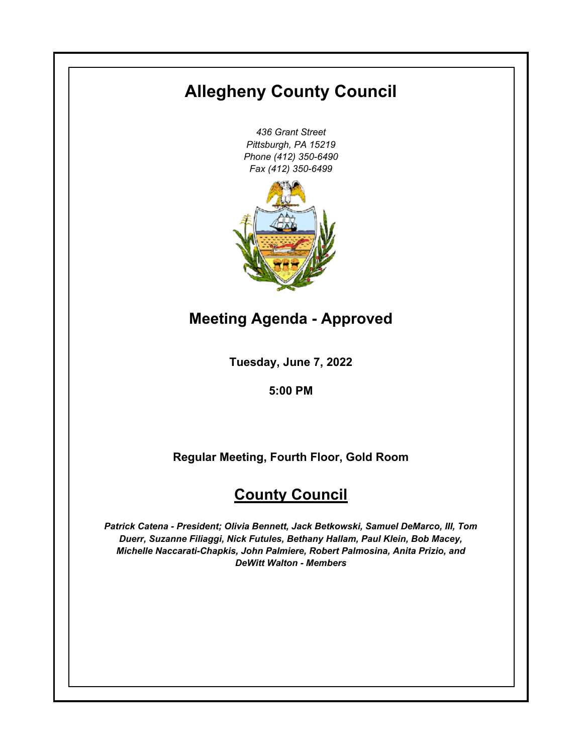# Allegheny County Council

*436 Grant Street*
*Pittsburgh, PA 15219*
*Phone (412) 350-6490*
*Fax (412) 350-6499*

## Meeting Agenda - Approved

**Tuesday, June 7, 2022**

**5:00 PM**

**Regular Meeting, Fourth Floor, Gold Room**

## County Council

***Patrick Catena - President; Olivia Bennett, Jack Betkowski, Samuel DeMarco, III, Tom Duerr, Suzanne Filiaggi, Nick Futules, Bethany Hallam, Paul Klein, Bob Macey, Michelle Naccarati-Chapkis, John Palmiere, Robert Palmosina, Anita Prizio, and DeWitt Walton - Members***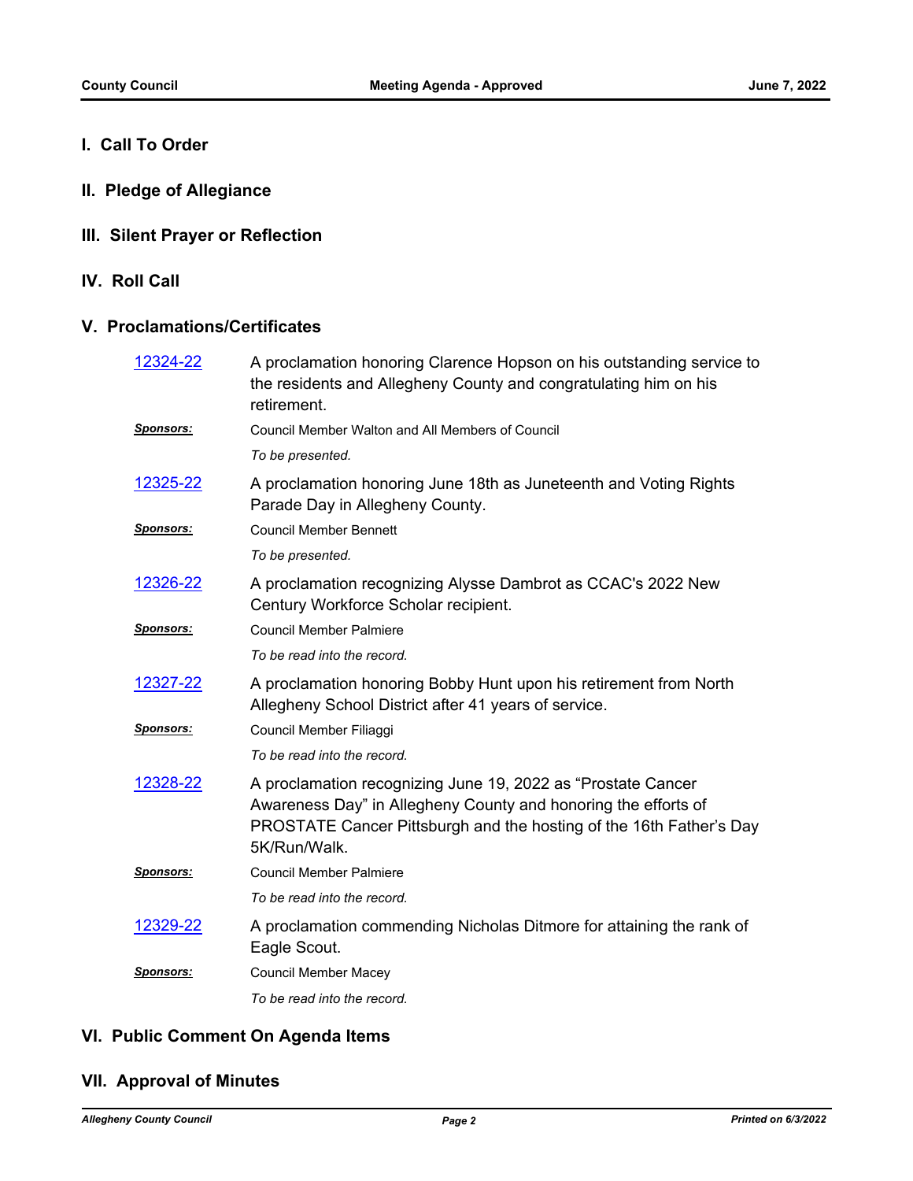## I. Call To Order

## II. Pledge of Allegiance

## III. Silent Prayer or Reflection

## IV. Roll Call

## V. Proclamations/Certificates

[12324-22] A proclamation honoring Clarence Hopson on his outstanding service to the residents and Allegheny County and congratulating him on his retirement.

***Sponsors:*** Council Member Walton and All Members of Council

*To be presented.*

[12325-22] A proclamation honoring June 18th as Juneteenth and Voting Rights Parade Day in Allegheny County.

***Sponsors:*** Council Member Bennett

*To be presented.*

[12326-22] A proclamation recognizing Alysse Dambrot as CCAC's 2022 New Century Workforce Scholar recipient.

***Sponsors:*** Council Member Palmiere

*To be read into the record.*

[12327-22] A proclamation honoring Bobby Hunt upon his retirement from North Allegheny School District after 41 years of service.

***Sponsors:*** Council Member Filiaggi

*To be read into the record.*

[12328-22] A proclamation recognizing June 19, 2022 as “Prostate Cancer Awareness Day” in Allegheny County and honoring the efforts of PROSTATE Cancer Pittsburgh and the hosting of the 16th Father’s Day 5K/Run/Walk.

***Sponsors:*** Council Member Palmiere

*To be read into the record.*

[12329-22] A proclamation commending Nicholas Ditmore for attaining the rank of Eagle Scout.

***Sponsors:*** Council Member Macey

*To be read into the record.*

## VI. Public Comment On Agenda Items

## VII. Approval of Minutes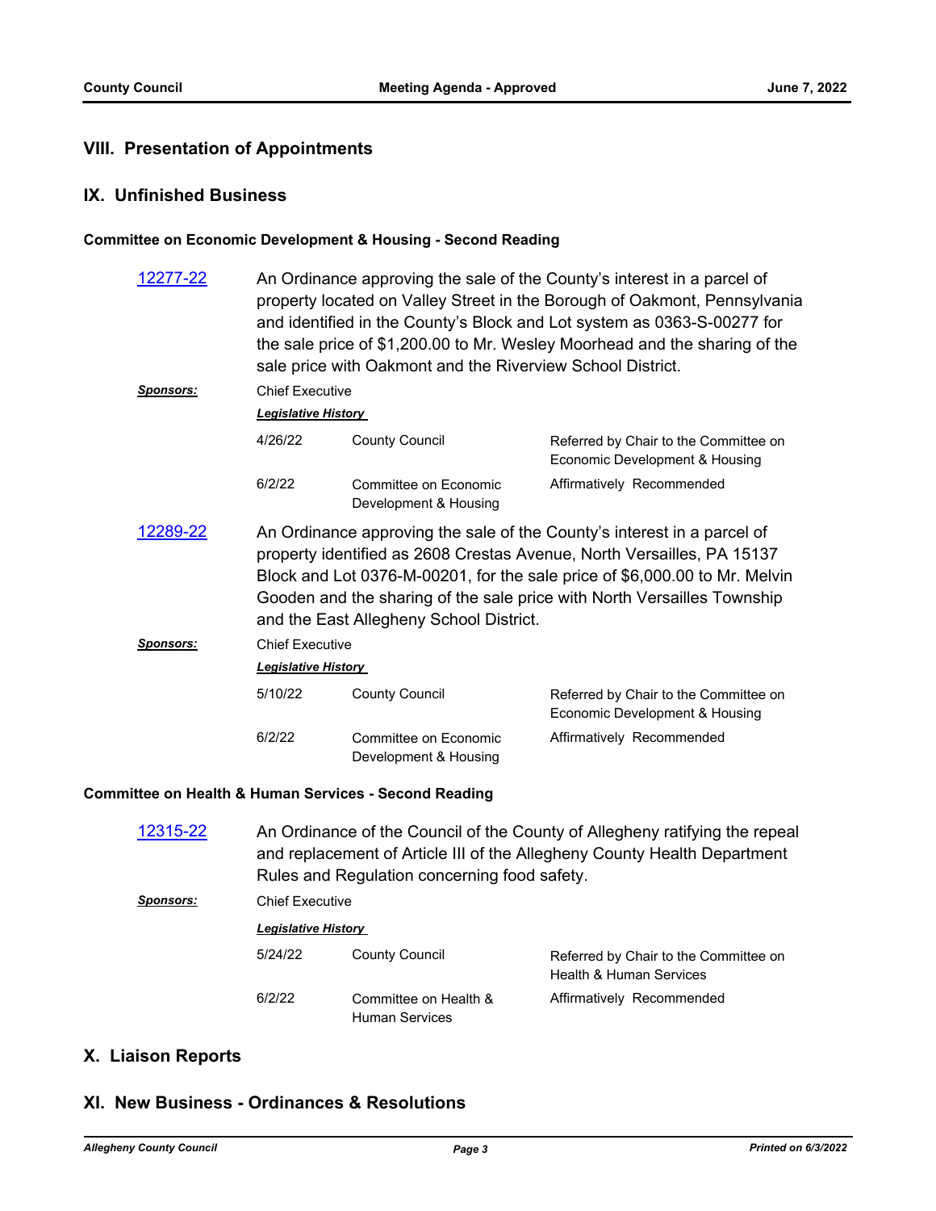## VIII. Presentation of Appointments

## IX. Unfinished Business

### Committee on Economic Development & Housing - Second Reading

**12277-22** An Ordinance approving the sale of the County's interest in a parcel of property located on Valley Street in the Borough of Oakmont, Pennsylvania and identified in the County's Block and Lot system as 0363-S-00277 for the sale price of $1,200.00 to Mr. Wesley Moorhead and the sharing of the sale price with Oakmont and the Riverview School District.

***Sponsors:*** Chief Executive

***Legislative History***

| Date | Body | Action |
| --- | --- | --- |
| 4/26/22 | County Council | Referred by Chair to the Committee on Economic Development & Housing |
| 6/2/22 | Committee on Economic Development & Housing | Affirmatively Recommended |

**12289-22** An Ordinance approving the sale of the County's interest in a parcel of property identified as 2608 Crestas Avenue, North Versailles, PA 15137 Block and Lot 0376-M-00201, for the sale price of $6,000.00 to Mr. Melvin Gooden and the sharing of the sale price with North Versailles Township and the East Allegheny School District.

***Sponsors:*** Chief Executive

***Legislative History***

| Date | Body | Action |
| --- | --- | --- |
| 5/10/22 | County Council | Referred by Chair to the Committee on Economic Development & Housing |
| 6/2/22 | Committee on Economic Development & Housing | Affirmatively Recommended |

### Committee on Health & Human Services - Second Reading

**12315-22** An Ordinance of the Council of the County of Allegheny ratifying the repeal and replacement of Article III of the Allegheny County Health Department Rules and Regulation concerning food safety.

***Sponsors:*** Chief Executive

***Legislative History***

| Date | Body | Action |
| --- | --- | --- |
| 5/24/22 | County Council | Referred by Chair to the Committee on Health & Human Services |
| 6/2/22 | Committee on Health & Human Services | Affirmatively Recommended |

## X. Liaison Reports

## XI. New Business - Ordinances & Resolutions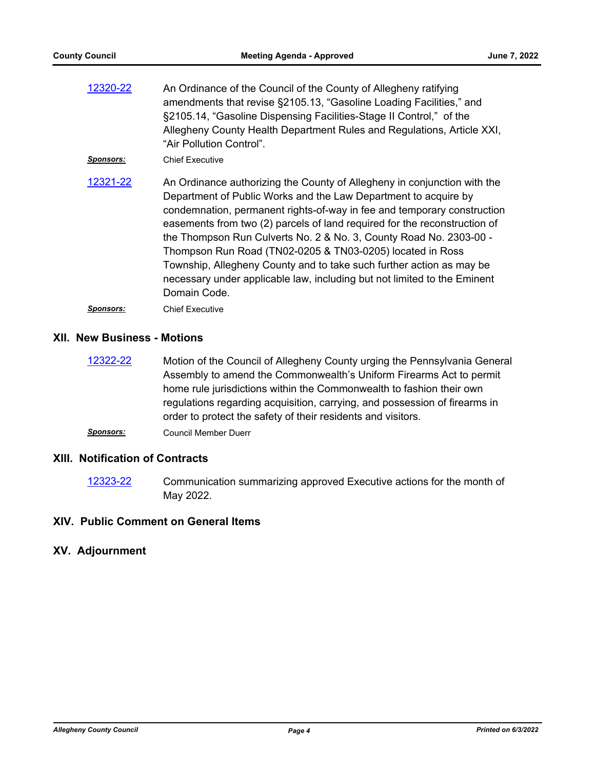12320-22 An Ordinance of the Council of the County of Allegheny ratifying amendments that revise §2105.13, “Gasoline Loading Facilities,” and §2105.14, “Gasoline Dispensing Facilities-Stage II Control,” of the Allegheny County Health Department Rules and Regulations, Article XXI, “Air Pollution Control”.

***Sponsors:*** Chief Executive

12321-22 An Ordinance authorizing the County of Allegheny in conjunction with the Department of Public Works and the Law Department to acquire by condemnation, permanent rights-of-way in fee and temporary construction easements from two (2) parcels of land required for the reconstruction of the Thompson Run Culverts No. 2 & No. 3, County Road No. 2303-00 - Thompson Run Road (TN02-0205 & TN03-0205) located in Ross Township, Allegheny County and to take such further action as may be necessary under applicable law, including but not limited to the Eminent Domain Code.

***Sponsors:*** Chief Executive

## XII. New Business - Motions

12322-22 Motion of the Council of Allegheny County urging the Pennsylvania General Assembly to amend the Commonwealth’s Uniform Firearms Act to permit home rule jurisdictions within the Commonwealth to fashion their own regulations regarding acquisition, carrying, and possession of firearms in order to protect the safety of their residents and visitors.

***Sponsors:*** Council Member Duerr

## XIII. Notification of Contracts

12323-22 Communication summarizing approved Executive actions for the month of May 2022.

## XIV. Public Comment on General Items

## XV. Adjournment